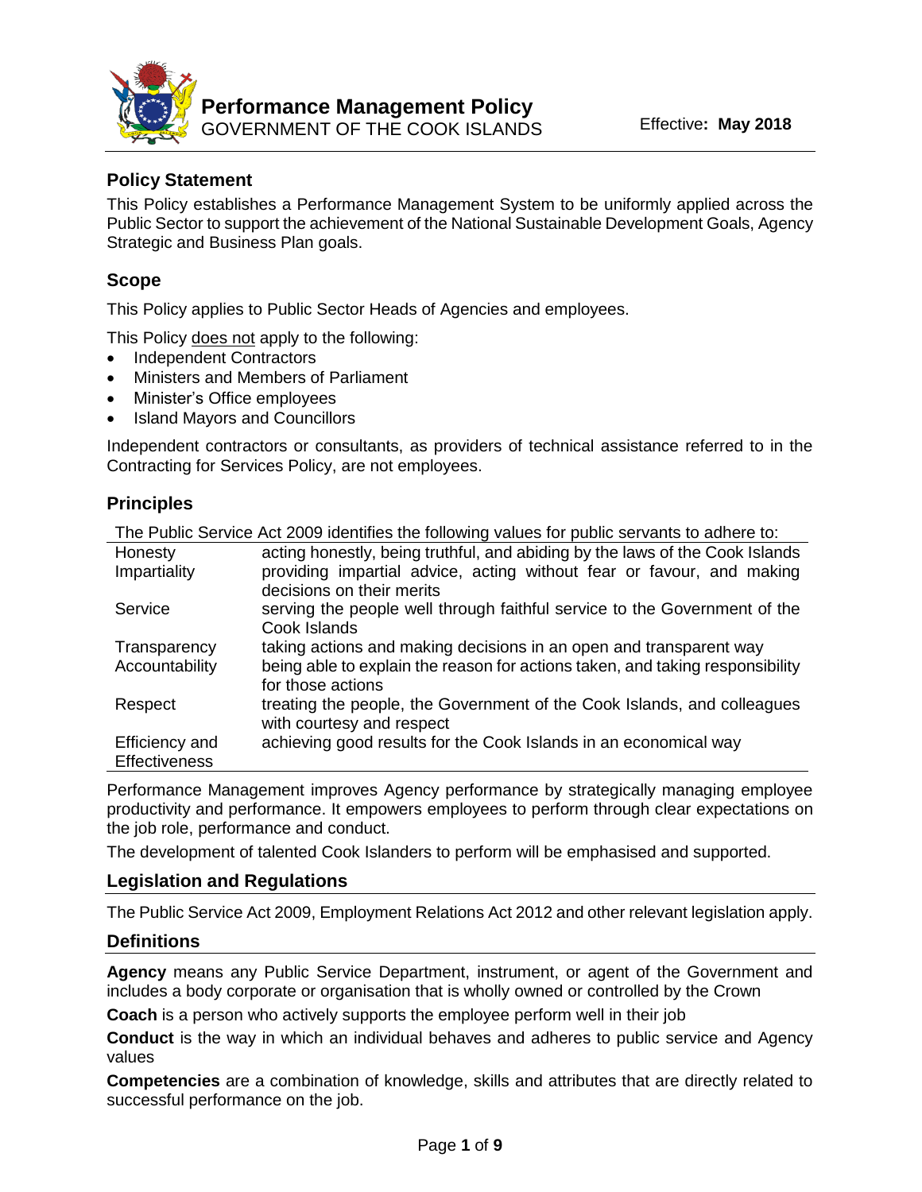# Performance Management Policy

GOVERNMENT OF THE COOK ISLANDS

Effective**: May 2018**

## Policy Statement

This Policy establishes a Performance Management System to be uniformly applied across the Public Sector to support the achievement of the National Sustainable Development Goals, Agency Strategic and Business Plan goals.

## Scope

This Policy applies to Public Sector Heads of Agencies and employees.

This Policy does not apply to the following:

- Independent Contractors
- Ministers and Members of Parliament
- Minister's Office employees
- Island Mayors and Councillors

Independent contractors or consultants, as providers of technical assistance referred to in the Contracting for Services Policy, are not employees.

## Principles

The Public Service Act 2009 identifies the following values for public servants to adhere to:

| Value | Description |
|---|---|
| Honesty | acting honestly, being truthful, and abiding by the laws of the Cook Islands |
| Impartiality | providing impartial advice, acting without fear or favour, and making decisions on their merits |
| Service | serving the people well through faithful service to the Government of the Cook Islands |
| Transparency | taking actions and making decisions in an open and transparent way |
| Accountability | being able to explain the reason for actions taken, and taking responsibility for those actions |
| Respect | treating the people, the Government of the Cook Islands, and colleagues with courtesy and respect |
| Efficiency and Effectiveness | achieving good results for the Cook Islands in an economical way |

Performance Management improves Agency performance by strategically managing employee productivity and performance. It empowers employees to perform through clear expectations on the job role, performance and conduct.

The development of talented Cook Islanders to perform will be emphasised and supported.

## Legislation and Regulations

The Public Service Act 2009, Employment Relations Act 2012 and other relevant legislation apply.

## Definitions

**Agency** means any Public Service Department, instrument, or agent of the Government and includes a body corporate or organisation that is wholly owned or controlled by the Crown

**Coach** is a person who actively supports the employee perform well in their job

**Conduct** is the way in which an individual behaves and adheres to public service and Agency values

**Competencies** are a combination of knowledge, skills and attributes that are directly related to successful performance on the job.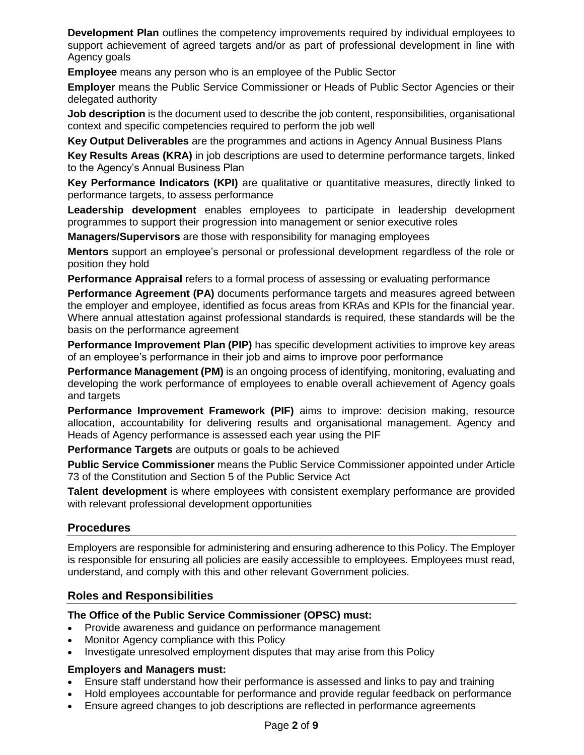**Development Plan** outlines the competency improvements required by individual employees to support achievement of agreed targets and/or as part of professional development in line with Agency goals

**Employee** means any person who is an employee of the Public Sector

**Employer** means the Public Service Commissioner or Heads of Public Sector Agencies or their delegated authority

**Job description** is the document used to describe the job content, responsibilities, organisational context and specific competencies required to perform the job well

**Key Output Deliverables** are the programmes and actions in Agency Annual Business Plans

**Key Results Areas (KRA)** in job descriptions are used to determine performance targets, linked to the Agency's Annual Business Plan

**Key Performance Indicators (KPI)** are qualitative or quantitative measures, directly linked to performance targets, to assess performance

**Leadership development** enables employees to participate in leadership development programmes to support their progression into management or senior executive roles

**Managers/Supervisors** are those with responsibility for managing employees

**Mentors** support an employee's personal or professional development regardless of the role or position they hold

**Performance Appraisal** refers to a formal process of assessing or evaluating performance

**Performance Agreement (PA)** documents performance targets and measures agreed between the employer and employee, identified as focus areas from KRAs and KPIs for the financial year. Where annual attestation against professional standards is required, these standards will be the basis on the performance agreement

**Performance Improvement Plan (PIP)** has specific development activities to improve key areas of an employee's performance in their job and aims to improve poor performance

**Performance Management (PM)** is an ongoing process of identifying, monitoring, evaluating and developing the work performance of employees to enable overall achievement of Agency goals and targets

**Performance Improvement Framework (PIF)** aims to improve: decision making, resource allocation, accountability for delivering results and organisational management. Agency and Heads of Agency performance is assessed each year using the PIF

**Performance Targets** are outputs or goals to be achieved

**Public Service Commissioner** means the Public Service Commissioner appointed under Article 73 of the Constitution and Section 5 of the Public Service Act

**Talent development** is where employees with consistent exemplary performance are provided with relevant professional development opportunities

## Procedures

Employers are responsible for administering and ensuring adherence to this Policy. The Employer is responsible for ensuring all policies are easily accessible to employees. Employees must read, understand, and comply with this and other relevant Government policies.

## Roles and Responsibilities

**The Office of the Public Service Commissioner (OPSC) must:**

- Provide awareness and guidance on performance management
- Monitor Agency compliance with this Policy
- Investigate unresolved employment disputes that may arise from this Policy

**Employers and Managers must:**

- Ensure staff understand how their performance is assessed and links to pay and training
- Hold employees accountable for performance and provide regular feedback on performance
- Ensure agreed changes to job descriptions are reflected in performance agreements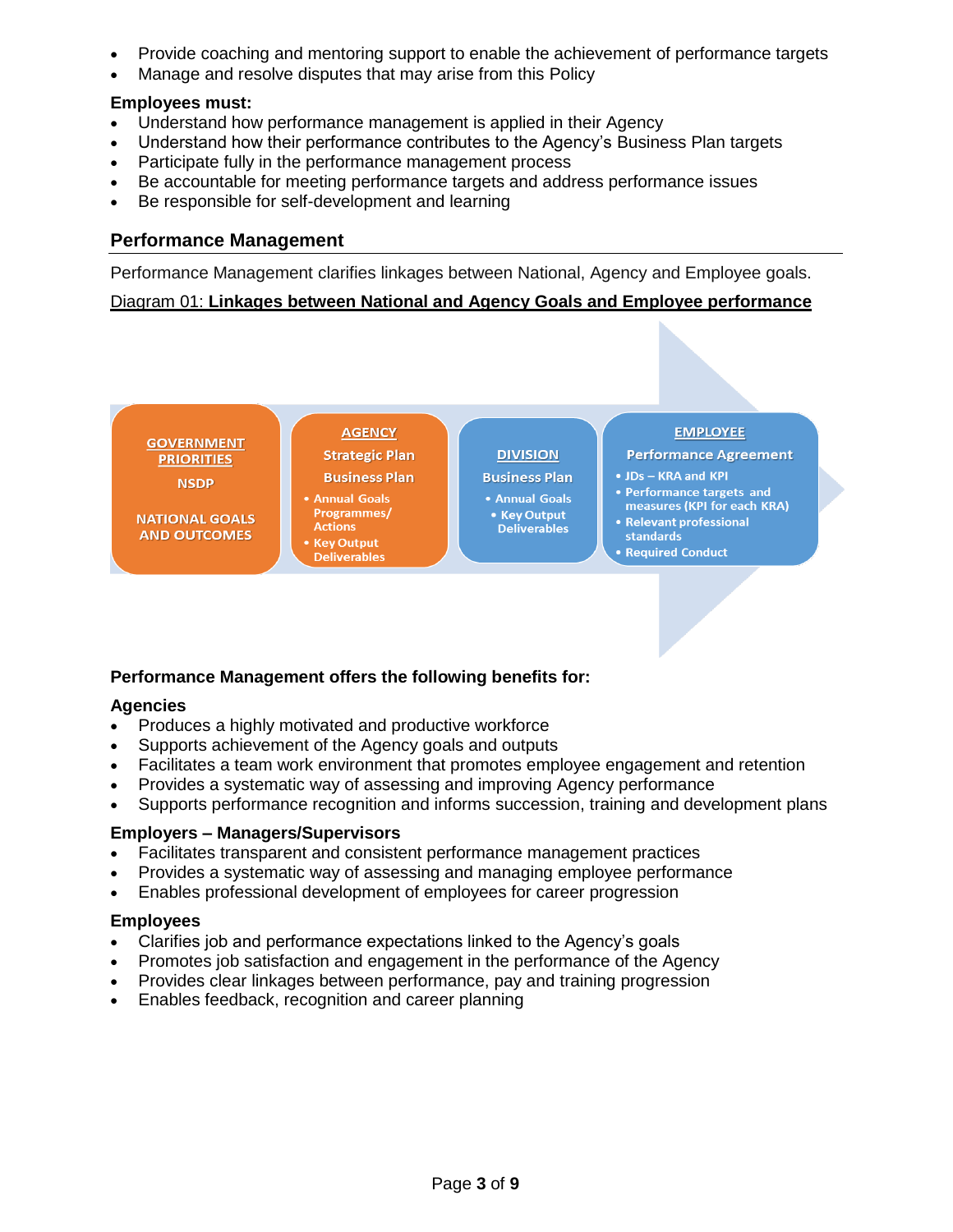- Provide coaching and mentoring support to enable the achievement of performance targets
- Manage and resolve disputes that may arise from this Policy

**Employees must:**

- Understand how performance management is applied in their Agency
- Understand how their performance contributes to the Agency's Business Plan targets
- Participate fully in the performance management process
- Be accountable for meeting performance targets and address performance issues
- Be responsible for self-development and learning

## Performance Management

Performance Management clarifies linkages between National, Agency and Employee goals.

Diagram 01: **Linkages between National and Agency Goals and Employee performance**

**GOVERNMENT PRIORITIES**
NSDP
NATIONAL GOALS AND OUTCOMES

**AGENCY**
Strategic Plan
Business Plan
- Annual Goals Programmes/ Actions
- Key Output Deliverables

**DIVISION**
Business Plan
- Annual Goals
- Key Output Deliverables

**EMPLOYEE**
Performance Agreement
- JDs – KRA and KPI
- Performance targets and measures (KPI for each KRA)
- Relevant professional standards
- Required Conduct

**Performance Management offers the following benefits for:**

### Agencies

- Produces a highly motivated and productive workforce
- Supports achievement of the Agency goals and outputs
- Facilitates a team work environment that promotes employee engagement and retention
- Provides a systematic way of assessing and improving Agency performance
- Supports performance recognition and informs succession, training and development plans

### Employers – Managers/Supervisors

- Facilitates transparent and consistent performance management practices
- Provides a systematic way of assessing and managing employee performance
- Enables professional development of employees for career progression

### Employees

- Clarifies job and performance expectations linked to the Agency's goals
- Promotes job satisfaction and engagement in the performance of the Agency
- Provides clear linkages between performance, pay and training progression
- Enables feedback, recognition and career planning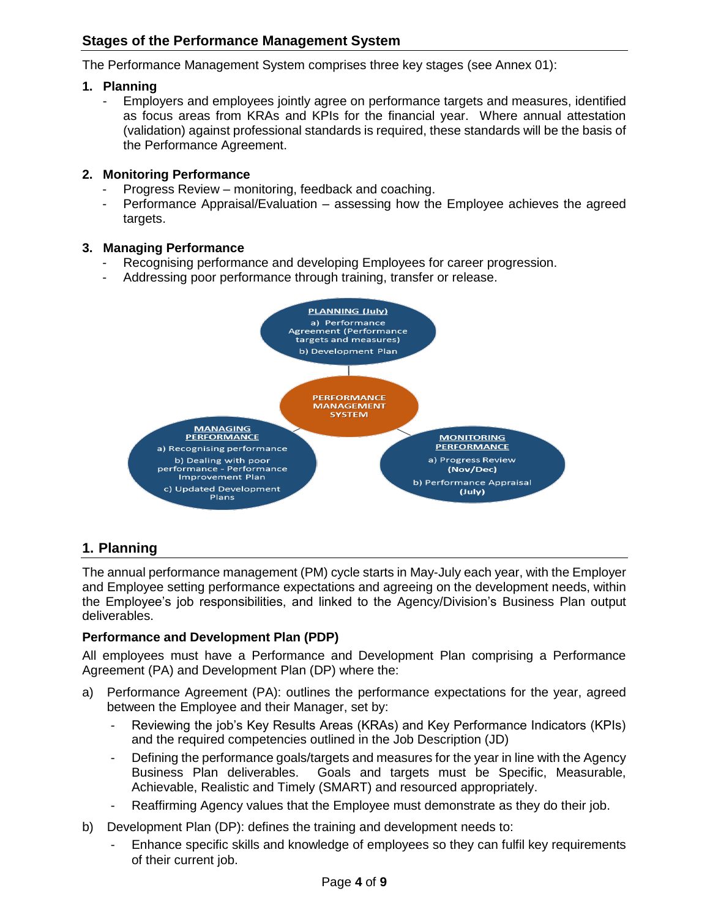## Stages of the Performance Management System

The Performance Management System comprises three key stages (see Annex 01):

1. **Planning**
   - Employers and employees jointly agree on performance targets and measures, identified as focus areas from KRAs and KPIs for the financial year. Where annual attestation (validation) against professional standards is required, these standards will be the basis of the Performance Agreement.

2. **Monitoring Performance**
   - Progress Review – monitoring, feedback and coaching.
   - Performance Appraisal/Evaluation – assessing how the Employee achieves the agreed targets.

3. **Managing Performance**
   - Recognising performance and developing Employees for career progression.
   - Addressing poor performance through training, transfer or release.

PLANNING (July)
a) Performance Agreement (Performance targets and measures)
b) Development Plan

PERFORMANCE MANAGEMENT SYSTEM

MANAGING PERFORMANCE
a) Recognising performance
b) Dealing with poor performance - Performance Improvement Plan
c) Updated Development Plans

MONITORING PERFORMANCE
a) Progress Review **(Nov/Dec)**
b) Performance Appraisal **(July)**

## 1. Planning

The annual performance management (PM) cycle starts in May-July each year, with the Employer and Employee setting performance expectations and agreeing on the development needs, within the Employee's job responsibilities, and linked to the Agency/Division's Business Plan output deliverables.

### Performance and Development Plan (PDP)

All employees must have a Performance and Development Plan comprising a Performance Agreement (PA) and Development Plan (DP) where the:

a) Performance Agreement (PA): outlines the performance expectations for the year, agreed between the Employee and their Manager, set by:
   - Reviewing the job's Key Results Areas (KRAs) and Key Performance Indicators (KPIs) and the required competencies outlined in the Job Description (JD)
   - Defining the performance goals/targets and measures for the year in line with the Agency Business Plan deliverables. Goals and targets must be Specific, Measurable, Achievable, Realistic and Timely (SMART) and resourced appropriately.
   - Reaffirming Agency values that the Employee must demonstrate as they do their job.

b) Development Plan (DP): defines the training and development needs to:
   - Enhance specific skills and knowledge of employees so they can fulfil key requirements of their current job.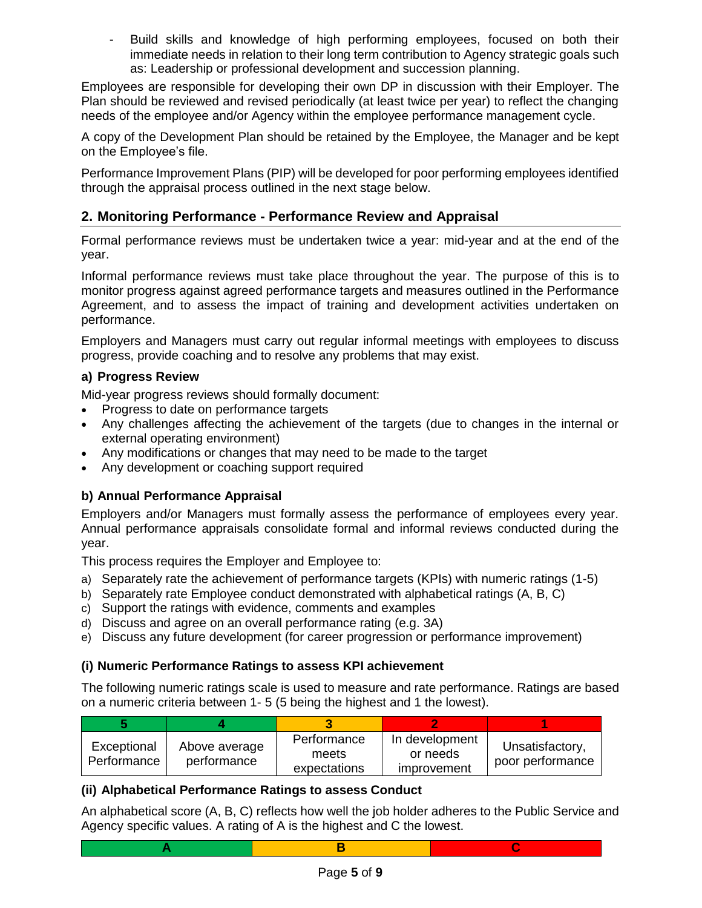- Build skills and knowledge of high performing employees, focused on both their immediate needs in relation to their long term contribution to Agency strategic goals such as: Leadership or professional development and succession planning.

Employees are responsible for developing their own DP in discussion with their Employer. The Plan should be reviewed and revised periodically (at least twice per year) to reflect the changing needs of the employee and/or Agency within the employee performance management cycle.

A copy of the Development Plan should be retained by the Employee, the Manager and be kept on the Employee's file.

Performance Improvement Plans (PIP) will be developed for poor performing employees identified through the appraisal process outlined in the next stage below.

## 2. Monitoring Performance - Performance Review and Appraisal

Formal performance reviews must be undertaken twice a year: mid-year and at the end of the year.

Informal performance reviews must take place throughout the year. The purpose of this is to monitor progress against agreed performance targets and measures outlined in the Performance Agreement, and to assess the impact of training and development activities undertaken on performance.

Employers and Managers must carry out regular informal meetings with employees to discuss progress, provide coaching and to resolve any problems that may exist.

### a) Progress Review

Mid-year progress reviews should formally document:

- Progress to date on performance targets
- Any challenges affecting the achievement of the targets (due to changes in the internal or external operating environment)
- Any modifications or changes that may need to be made to the target
- Any development or coaching support required

### b) Annual Performance Appraisal

Employers and/or Managers must formally assess the performance of employees every year. Annual performance appraisals consolidate formal and informal reviews conducted during the year.

This process requires the Employer and Employee to:

a) Separately rate the achievement of performance targets (KPIs) with numeric ratings (1-5)
b) Separately rate Employee conduct demonstrated with alphabetical ratings (A, B, C)
c) Support the ratings with evidence, comments and examples
d) Discuss and agree on an overall performance rating (e.g. 3A)
e) Discuss any future development (for career progression or performance improvement)

#### (i) Numeric Performance Ratings to assess KPI achievement

The following numeric ratings scale is used to measure and rate performance. Ratings are based on a numeric criteria between 1- 5 (5 being the highest and 1 the lowest).

| 5 | 4 | 3 | 2 | 1 |
|---|---|---|---|---|
| Exceptional Performance | Above average performance | Performance meets expectations | In development or needs improvement | Unsatisfactory, poor performance |

#### (ii) Alphabetical Performance Ratings to assess Conduct

An alphabetical score (A, B, C) reflects how well the job holder adheres to the Public Service and Agency specific values. A rating of A is the highest and C the lowest.

| A | B | C |
|---|---|---|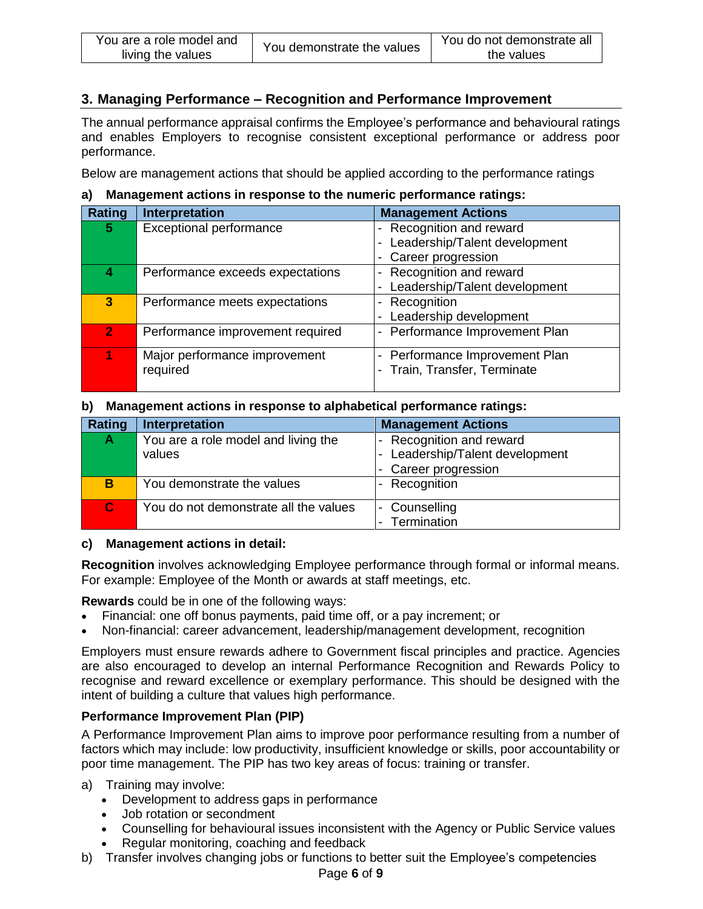| You are a role model and living the values | You demonstrate the values | You do not demonstrate all the values |
|---|---|---|

## 3. Managing Performance – Recognition and Performance Improvement

The annual performance appraisal confirms the Employee's performance and behavioural ratings and enables Employers to recognise consistent exceptional performance or address poor performance.

Below are management actions that should be applied according to the performance ratings

**a) Management actions in response to the numeric performance ratings:**

| Rating | Interpretation | Management Actions |
|---|---|---|
| 5 | Exceptional performance | - Recognition and reward<br>- Leadership/Talent development<br>- Career progression |
| 4 | Performance exceeds expectations | - Recognition and reward<br>- Leadership/Talent development |
| 3 | Performance meets expectations | - Recognition<br>- Leadership development |
| 2 | Performance improvement required | - Performance Improvement Plan |
| 1 | Major performance improvement required | - Performance Improvement Plan<br>- Train, Transfer, Terminate |

**b) Management actions in response to alphabetical performance ratings:**

| Rating | Interpretation | Management Actions |
|---|---|---|
| A | You are a role model and living the values | - Recognition and reward<br>- Leadership/Talent development<br>- Career progression |
| B | You demonstrate the values | - Recognition |
| C | You do not demonstrate all the values | - Counselling<br>- Termination |

**c) Management actions in detail:**

**Recognition** involves acknowledging Employee performance through formal or informal means. For example: Employee of the Month or awards at staff meetings, etc.

**Rewards** could be in one of the following ways:

- Financial: one off bonus payments, paid time off, or a pay increment; or
- Non-financial: career advancement, leadership/management development, recognition

Employers must ensure rewards adhere to Government fiscal principles and practice. Agencies are also encouraged to develop an internal Performance Recognition and Rewards Policy to recognise and reward excellence or exemplary performance. This should be designed with the intent of building a culture that values high performance.

**Performance Improvement Plan (PIP)**

A Performance Improvement Plan aims to improve poor performance resulting from a number of factors which may include: low productivity, insufficient knowledge or skills, poor accountability or poor time management. The PIP has two key areas of focus: training or transfer.

a) Training may involve:
   - Development to address gaps in performance
   - Job rotation or secondment
   - Counselling for behavioural issues inconsistent with the Agency or Public Service values
   - Regular monitoring, coaching and feedback

b) Transfer involves changing jobs or functions to better suit the Employee's competencies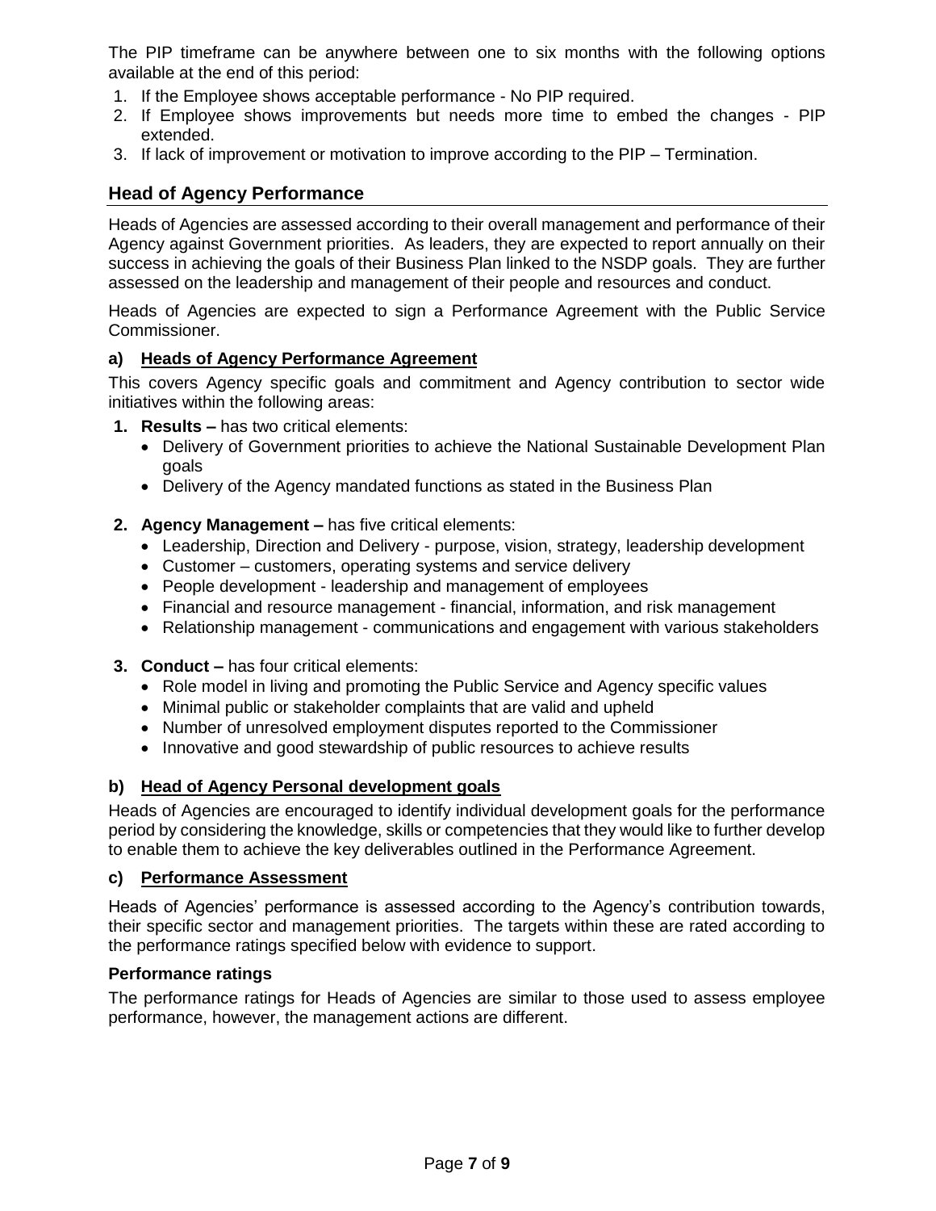The PIP timeframe can be anywhere between one to six months with the following options available at the end of this period:

1. If the Employee shows acceptable performance - No PIP required.
2. If Employee shows improvements but needs more time to embed the changes - PIP extended.
3. If lack of improvement or motivation to improve according to the PIP – Termination.

## Head of Agency Performance

Heads of Agencies are assessed according to their overall management and performance of their Agency against Government priorities. As leaders, they are expected to report annually on their success in achieving the goals of their Business Plan linked to the NSDP goals. They are further assessed on the leadership and management of their people and resources and conduct.

Heads of Agencies are expected to sign a Performance Agreement with the Public Service Commissioner.

### a) Heads of Agency Performance Agreement

This covers Agency specific goals and commitment and Agency contribution to sector wide initiatives within the following areas:

1. **Results –** has two critical elements:
   - Delivery of Government priorities to achieve the National Sustainable Development Plan goals
   - Delivery of the Agency mandated functions as stated in the Business Plan

2. **Agency Management –** has five critical elements:
   - Leadership, Direction and Delivery - purpose, vision, strategy, leadership development
   - Customer – customers, operating systems and service delivery
   - People development - leadership and management of employees
   - Financial and resource management - financial, information, and risk management
   - Relationship management - communications and engagement with various stakeholders

3. **Conduct –** has four critical elements:
   - Role model in living and promoting the Public Service and Agency specific values
   - Minimal public or stakeholder complaints that are valid and upheld
   - Number of unresolved employment disputes reported to the Commissioner
   - Innovative and good stewardship of public resources to achieve results

### b) Head of Agency Personal development goals

Heads of Agencies are encouraged to identify individual development goals for the performance period by considering the knowledge, skills or competencies that they would like to further develop to enable them to achieve the key deliverables outlined in the Performance Agreement.

### c) Performance Assessment

Heads of Agencies' performance is assessed according to the Agency's contribution towards, their specific sector and management priorities. The targets within these are rated according to the performance ratings specified below with evidence to support.

#### Performance ratings

The performance ratings for Heads of Agencies are similar to those used to assess employee performance, however, the management actions are different.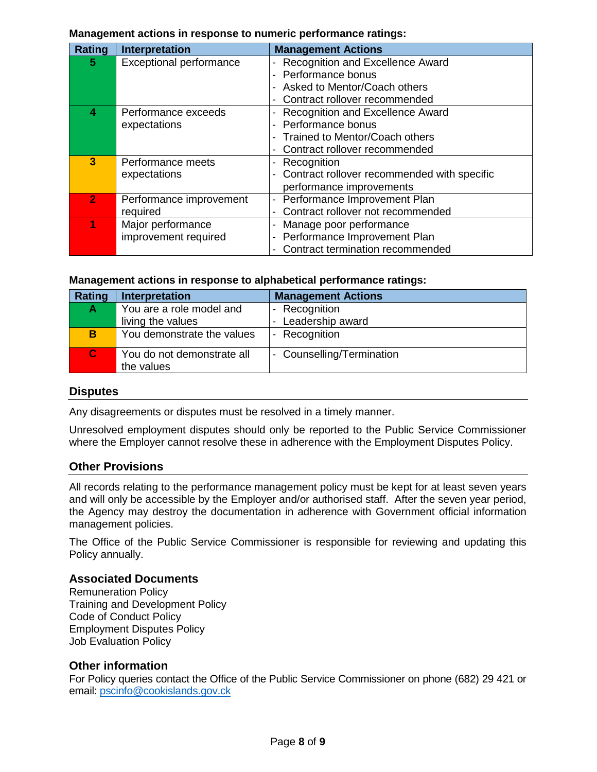**Management actions in response to numeric performance ratings:**

| Rating | Interpretation | Management Actions |
|---|---|---|
| 5 | Exceptional performance | - Recognition and Excellence Award<br>- Performance bonus<br>- Asked to Mentor/Coach others<br>- Contract rollover recommended |
| 4 | Performance exceeds expectations | - Recognition and Excellence Award<br>- Performance bonus<br>- Trained to Mentor/Coach others<br>- Contract rollover recommended |
| 3 | Performance meets expectations | - Recognition<br>- Contract rollover recommended with specific performance improvements |
| 2 | Performance improvement required | - Performance Improvement Plan<br>- Contract rollover not recommended |
| 1 | Major performance improvement required | - Manage poor performance<br>- Performance Improvement Plan<br>- Contract termination recommended |

**Management actions in response to alphabetical performance ratings:**

| Rating | Interpretation | Management Actions |
|---|---|---|
| A | You are a role model and living the values | - Recognition<br>- Leadership award |
| B | You demonstrate the values | - Recognition |
| C | You do not demonstrate all the values | - Counselling/Termination |

## Disputes

Any disagreements or disputes must be resolved in a timely manner.

Unresolved employment disputes should only be reported to the Public Service Commissioner where the Employer cannot resolve these in adherence with the Employment Disputes Policy.

## Other Provisions

All records relating to the performance management policy must be kept for at least seven years and will only be accessible by the Employer and/or authorised staff. After the seven year period, the Agency may destroy the documentation in adherence with Government official information management policies.

The Office of the Public Service Commissioner is responsible for reviewing and updating this Policy annually.

## Associated Documents

Remuneration Policy
Training and Development Policy
Code of Conduct Policy
Employment Disputes Policy
Job Evaluation Policy

## Other information

For Policy queries contact the Office of the Public Service Commissioner on phone (682) 29 421 or email: pscinfo@cookislands.gov.ck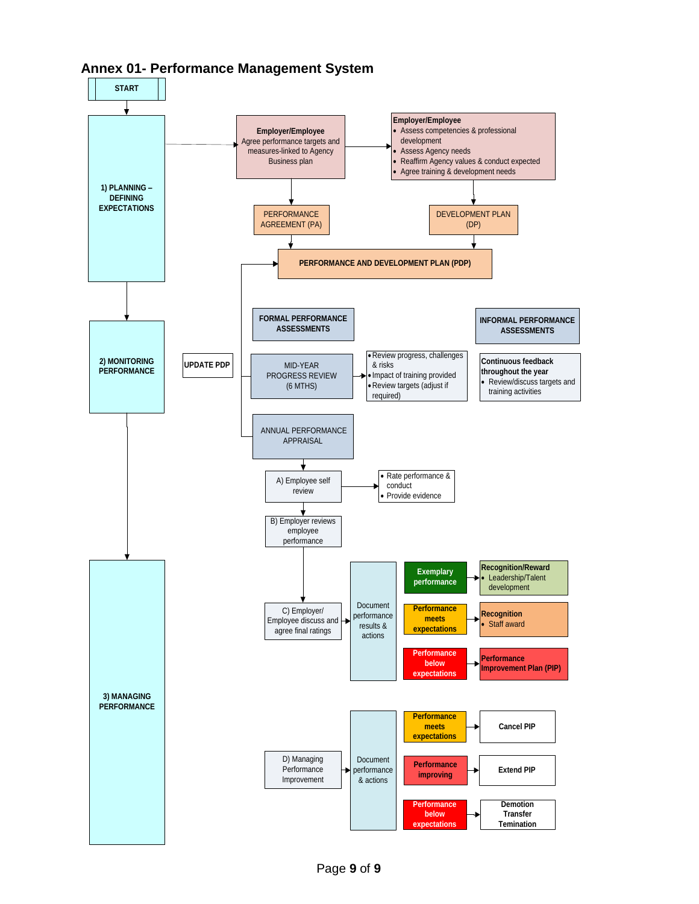# Annex 01- Performance Management System

START

**1) PLANNING – DEFINING EXPECTATIONS**

**Employer/Employee**
Agree performance targets and measures-linked to Agency Business plan

**Employer/Employee**
- Assess competences & professional development
- Assess Agency needs
- Reaffirm Agency values & conduct expected
- Agree training & development needs

PERFORMANCE AGREEMENT (PA)

DEVELOPMENT PLAN (DP)

**PERFORMANCE AND DEVELOPMENT PLAN (PDP)**

**2) MONITORING PERFORMANCE**

**UPDATE PDP**

**FORMAL PERFORMANCE ASSESSMENTS**

**INFORMAL PERFORMANCE ASSESSMENTS**

MID-YEAR PROGRESS REVIEW (6 MTHS)

- Review progress, challenges & risks
- Impact of training provided
- Review targets (adjust if required)

**Continuous feedback throughout the year**
- Review/discuss targets and training activities

ANNUAL PERFORMANCE APPRAISAL

A) Employee self review

- Rate performance & conduct
- Provide evidence

B) Employer reviews employee performance

**3) MANAGING PERFORMANCE**

C) Employer/ Employee discuss and agree final ratings

Document performance results & actions

**Exemplary performance** → **Recognition/Reward**
- Leadership/Talent development

**Performance meets expectations** → **Recognition**
- Staff award

**Performance below expectations** → **Performance Improvement Plan (PIP)**

D) Managing Performance Improvement

Document performance & actions

**Performance meets expectations** → **Cancel PIP**

**Performance improving** → **Extend PIP**

**Performance below expectations** → **Demotion Transfer Temination**